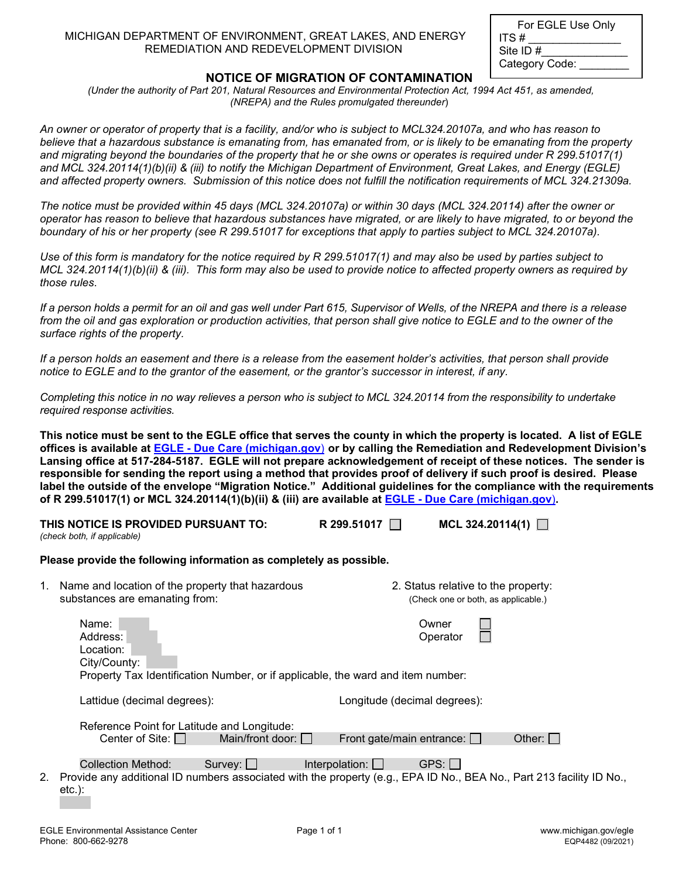MICHIGAN DEPARTMENT OF ENVIRONMENT, GREAT LAKES, AND ENERGY
REMEDIATION AND REDEVELOPMENT DIVISION

| For EGLE Use Only |
|---|
| ITS # _______________ |
| Site ID #______________ |
| Category Code: ________ |

# NOTICE OF MIGRATION OF CONTAMINATION

*(Under the authority of Part 201, Natural Resources and Environmental Protection Act, 1994 Act 451, as amended, (NREPA) and the Rules promulgated thereunder)*

*An owner or operator of property that is a facility, and/or who is subject to MCL324.20107a, and who has reason to believe that a hazardous substance is emanating from, has emanated from, or is likely to be emanating from the property and migrating beyond the boundaries of the property that he or she owns or operates is required under R 299.51017(1) and MCL 324.20114(1)(b)(ii) & (iii) to notify the Michigan Department of Environment, Great Lakes, and Energy (EGLE) and affected property owners. Submission of this notice does not fulfill the notification requirements of MCL 324.21309a.*

*The notice must be provided within 45 days (MCL 324.20107a) or within 30 days (MCL 324.20114) after the owner or operator has reason to believe that hazardous substances have migrated, or are likely to have migrated, to or beyond the boundary of his or her property (see R 299.51017 for exceptions that apply to parties subject to MCL 324.20107a).*

*Use of this form is mandatory for the notice required by R 299.51017(1) and may also be used by parties subject to MCL 324.20114(1)(b)(ii) & (iii). This form may also be used to provide notice to affected property owners as required by those rules.*

*If a person holds a permit for an oil and gas well under Part 615, Supervisor of Wells, of the NREPA and there is a release from the oil and gas exploration or production activities, that person shall give notice to EGLE and to the owner of the surface rights of the property.*

*If a person holds an easement and there is a release from the easement holder's activities, that person shall provide notice to EGLE and to the grantor of the easement, or the grantor's successor in interest, if any.*

*Completing this notice in no way relieves a person who is subject to MCL 324.20114 from the responsibility to undertake required response activities.*

**This notice must be sent to the EGLE office that serves the county in which the property is located. A list of EGLE offices is available at EGLE - Due Care (michigan.gov) or by calling the Remediation and Redevelopment Division's Lansing office at 517-284-5187. EGLE will not prepare acknowledgement of receipt of these notices. The sender is responsible for sending the report using a method that provides proof of delivery if such proof is desired. Please label the outside of the envelope "Migration Notice." Additional guidelines for the compliance with the requirements of R 299.51017(1) or MCL 324.20114(1)(b)(ii) & (iii) are available at EGLE - Due Care (michigan.gov).**

**THIS NOTICE IS PROVIDED PURSUANT TO:** **R 299.51017** ☐ **MCL 324.20114(1)** ☐
*(check both, if applicable)*

**Please provide the following information as completely as possible.**

1. Name and location of the property that hazardous substances are emanating from:

   Name:
   Address:
   Location:
   City/County:
   Property Tax Identification Number, or if applicable, the ward and item number:

   Lattidue (decimal degrees): Longitude (decimal degrees):

   Reference Point for Latitude and Longitude:
   Center of Site: ☐ Main/front door: ☐ Front gate/main entrance: ☐ Other: ☐

   Collection Method: Survey: ☐ Interpolation: ☐ GPS: ☐

2. Status relative to the property:
   (Check one or both, as applicable.)

   Owner ☐
   Operator ☐

2. Provide any additional ID numbers associated with the property (e.g., EPA ID No., BEA No., Part 213 facility ID No., etc.):

EGLE Environmental Assistance Center
Phone: 800-662-9278

www.michigan.gov/egle
EQP4482 (09/2021)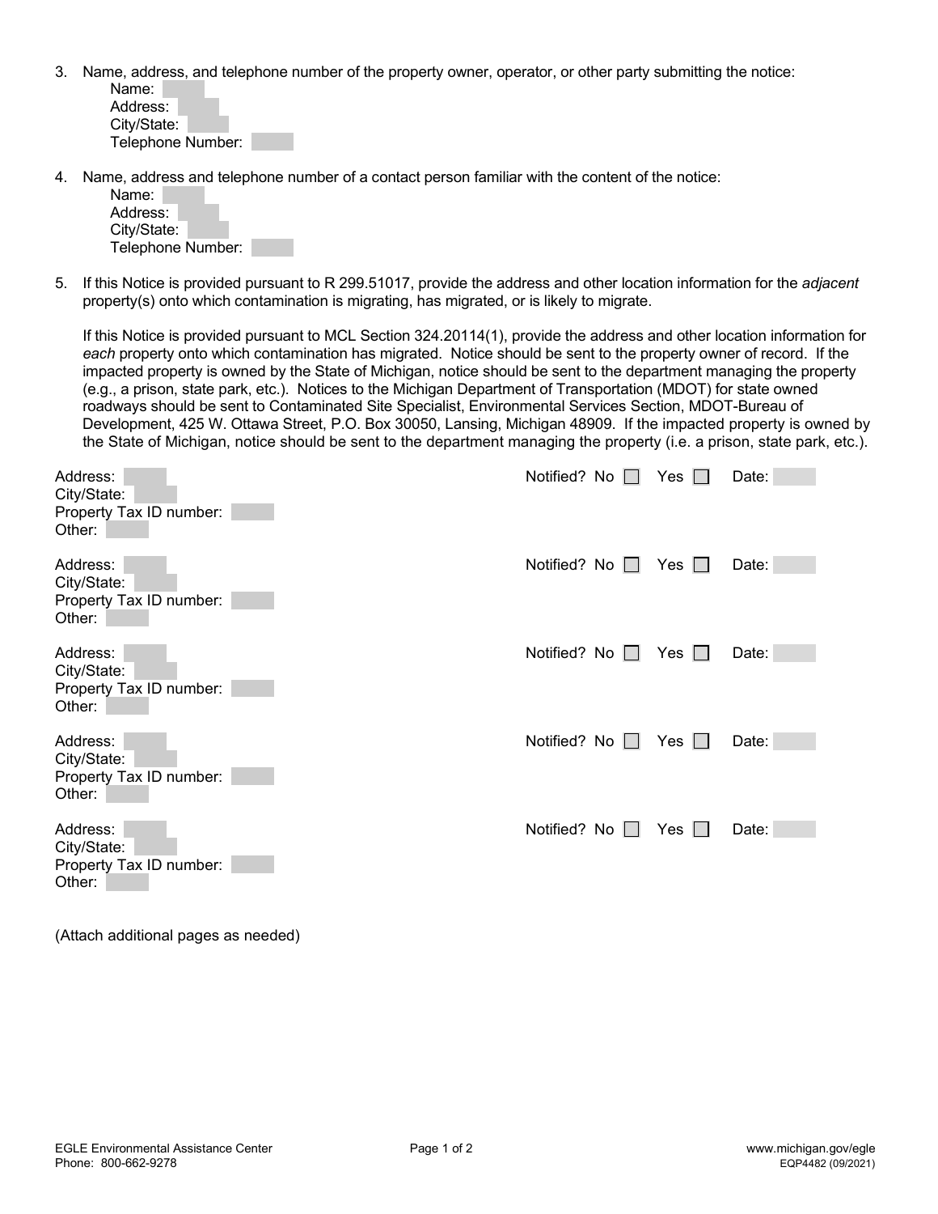3. Name, address, and telephone number of the property owner, operator, or other party submitting the notice:
   - Name:
   - Address:
   - City/State:
   - Telephone Number:

4. Name, address and telephone number of a contact person familiar with the content of the notice:
   - Name:
   - Address:
   - City/State:
   - Telephone Number:

5. If this Notice is provided pursuant to R 299.51017, provide the address and other location information for the *adjacent* property(s) onto which contamination is migrating, has migrated, or is likely to migrate.

   If this Notice is provided pursuant to MCL Section 324.20114(1), provide the address and other location information for *each* property onto which contamination has migrated. Notice should be sent to the property owner of record. If the impacted property is owned by the State of Michigan, notice should be sent to the department managing the property (e.g., a prison, state park, etc.). Notices to the Michigan Department of Transportation (MDOT) for state owned roadways should be sent to Contaminated Site Specialist, Environmental Services Section, MDOT-Bureau of Development, 425 W. Ottawa Street, P.O. Box 30050, Lansing, Michigan 48909. If the impacted property is owned by the State of Michigan, notice should be sent to the department managing the property (i.e. a prison, state park, etc.).

Address: Notified? No ☐ Yes ☐ Date:
City/State:
Property Tax ID number:
Other:

Address: Notified? No ☐ Yes ☐ Date:
City/State:
Property Tax ID number:
Other:

Address: Notified? No ☐ Yes ☐ Date:
City/State:
Property Tax ID number:
Other:

Address: Notified? No ☐ Yes ☐ Date:
City/State:
Property Tax ID number:
Other:

Address: Notified? No ☐ Yes ☐ Date:
City/State:
Property Tax ID number:
Other:

(Attach additional pages as needed)

EGLE Environmental Assistance Center
Phone: 800-662-9278

www.michigan.gov/egle
EQP4482 (09/2021)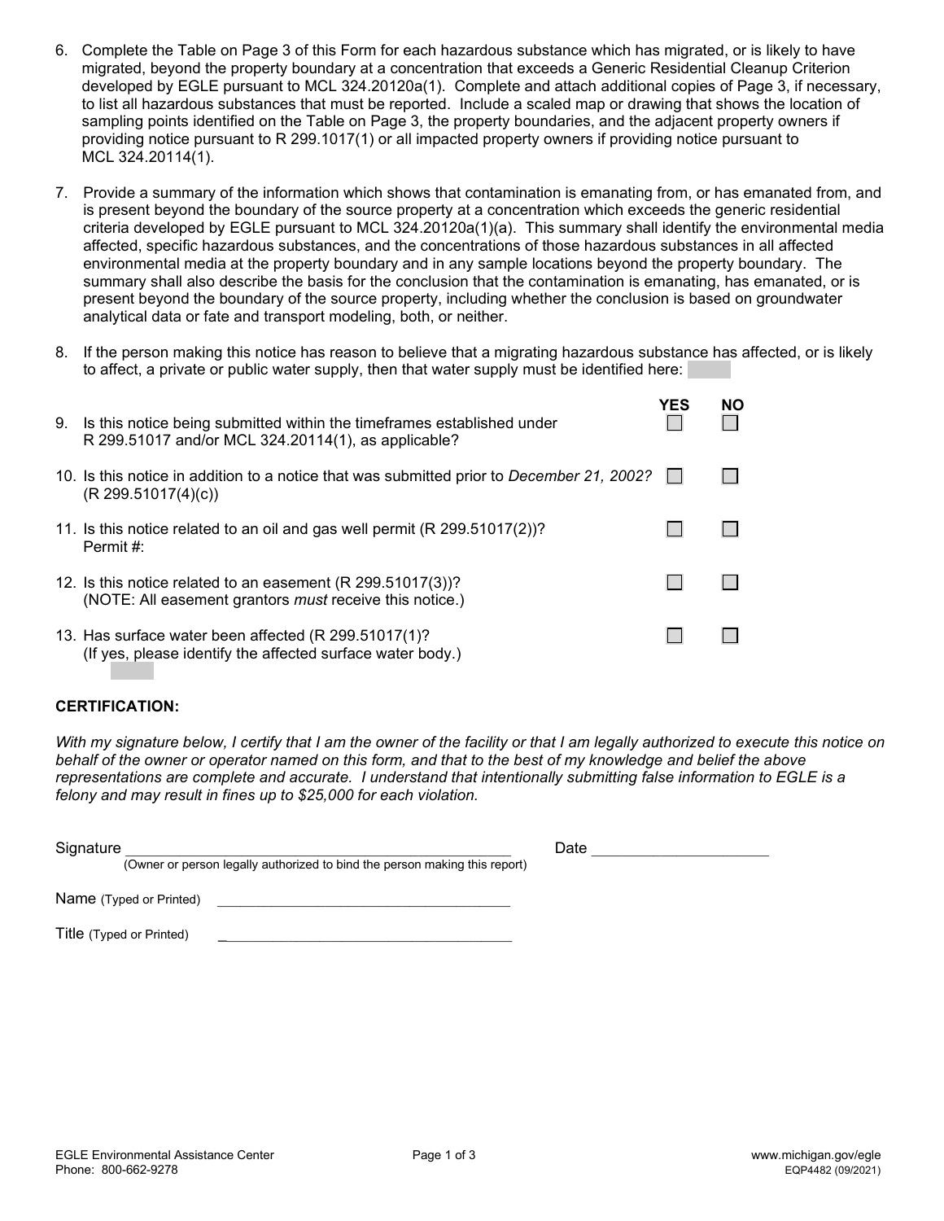6. Complete the Table on Page 3 of this Form for each hazardous substance which has migrated, or is likely to have migrated, beyond the property boundary at a concentration that exceeds a Generic Residential Cleanup Criterion developed by EGLE pursuant to MCL 324.20120a(1). Complete and attach additional copies of Page 3, if necessary, to list all hazardous substances that must be reported. Include a scaled map or drawing that shows the location of sampling points identified on the Table on Page 3, the property boundaries, and the adjacent property owners if providing notice pursuant to R 299.1017(1) or all impacted property owners if providing notice pursuant to MCL 324.20114(1).

7. Provide a summary of the information which shows that contamination is emanating from, or has emanated from, and is present beyond the boundary of the source property at a concentration which exceeds the generic residential criteria developed by EGLE pursuant to MCL 324.20120a(1)(a). This summary shall identify the environmental media affected, specific hazardous substances, and the concentrations of those hazardous substances in all affected environmental media at the property boundary and in any sample locations beyond the property boundary. The summary shall also describe the basis for the conclusion that the contamination is emanating, has emanated, or is present beyond the boundary of the source property, including whether the conclusion is based on groundwater analytical data or fate and transport modeling, both, or neither.

8. If the person making this notice has reason to believe that a migrating hazardous substance has affected, or is likely to affect, a private or public water supply, then that water supply must be identified here:

| | YES | NO |
|---|---|---|
| 9. Is this notice being submitted within the timeframes established under R 299.51017 and/or MCL 324.20114(1), as applicable? | ☐ | ☐ |
| 10. Is this notice in addition to a notice that was submitted prior to *December 21, 2002?* (R 299.51017(4)(c)) | ☐ | ☐ |
| 11. Is this notice related to an oil and gas well permit (R 299.51017(2))? Permit #: | ☐ | ☐ |
| 12. Is this notice related to an easement (R 299.51017(3))? (NOTE: All easement grantors *must* receive this notice.) | ☐ | ☐ |
| 13. Has surface water been affected (R 299.51017(1)? (If yes, please identify the affected surface water body.) | ☐ | ☐ |

**CERTIFICATION:**

*With my signature below, I certify that I am the owner of the facility or that I am legally authorized to execute this notice on behalf of the owner or operator named on this form, and that to the best of my knowledge and belief the above representations are complete and accurate. I understand that intentionally submitting false information to EGLE is a felony and may result in fines up to $25,000 for each violation.*

Signature ______________________________________________ Date ____________________
(Owner or person legally authorized to bind the person making this report)

Name (Typed or Printed) ____________________________________

Title (Typed or Printed) ____________________________________

EGLE Environmental Assistance Center
Phone: 800-662-9278

www.michigan.gov/egle
EQP4482 (09/2021)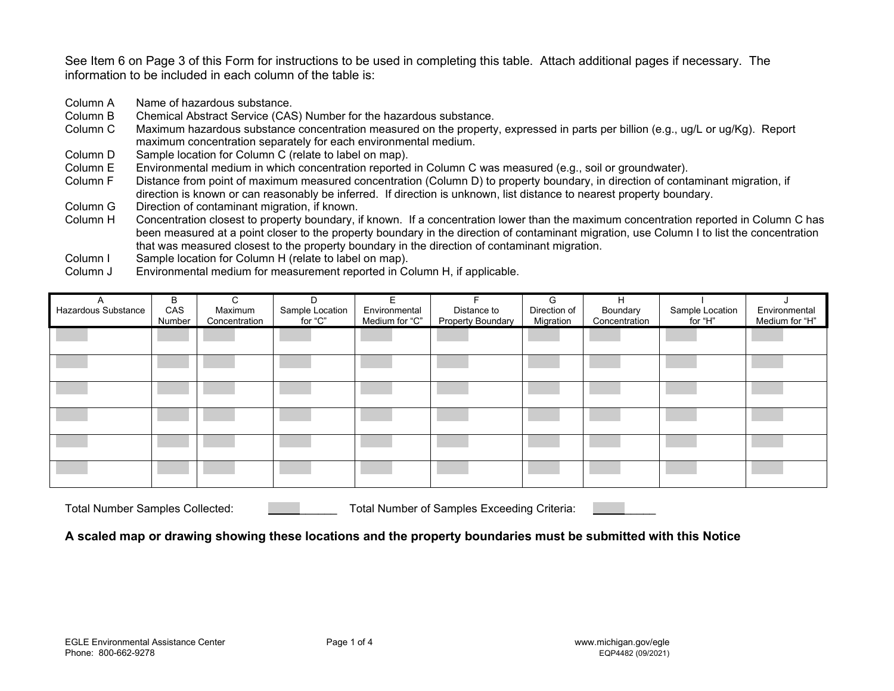See Item 6 on Page 3 of this Form for instructions to be used in completing this table. Attach additional pages if necessary. The information to be included in each column of the table is:

- Column A — Name of hazardous substance.
- Column B — Chemical Abstract Service (CAS) Number for the hazardous substance.
- Column C — Maximum hazardous substance concentration measured on the property, expressed in parts per billion (e.g., ug/L or ug/Kg). Report maximum concentration separately for each environmental medium.
- Column D — Sample location for Column C (relate to label on map).
- Column E — Environmental medium in which concentration reported in Column C was measured (e.g., soil or groundwater).
- Column F — Distance from point of maximum measured concentration (Column D) to property boundary, in direction of contaminant migration, if direction is known or can reasonably be inferred. If direction is unknown, list distance to nearest property boundary.
- Column G — Direction of contaminant migration, if known.
- Column H — Concentration closest to property boundary, if known. If a concentration lower than the maximum concentration reported in Column C has been measured at a point closer to the property boundary in the direction of contaminant migration, use Column I to list the concentration that was measured closest to the property boundary in the direction of contaminant migration.
- Column I — Sample location for Column H (relate to label on map).
- Column J — Environmental medium for measurement reported in Column H, if applicable.

| A Hazardous Substance | B CAS Number | C Maximum Concentration | D Sample Location for "C" | E Environmental Medium for "C" | F Distance to Property Boundary | G Direction of Migration | H Boundary Concentration | I Sample Location for "H" | J Environmental Medium for "H" |
|---|---|---|---|---|---|---|---|---|---|
| | | | | | | | | | |
| | | | | | | | | | |
| | | | | | | | | | |
| | | | | | | | | | |
| | | | | | | | | | |
| | | | | | | | | | |

Total Number Samples Collected: ___________ Total Number of Samples Exceeding Criteria: ___________

**A scaled map or drawing showing these locations and the property boundaries must be submitted with this Notice**

EGLE Environmental Assistance Center
Phone: 800-662-9278

www.michigan.gov/egle
EQP4482 (09/2021)